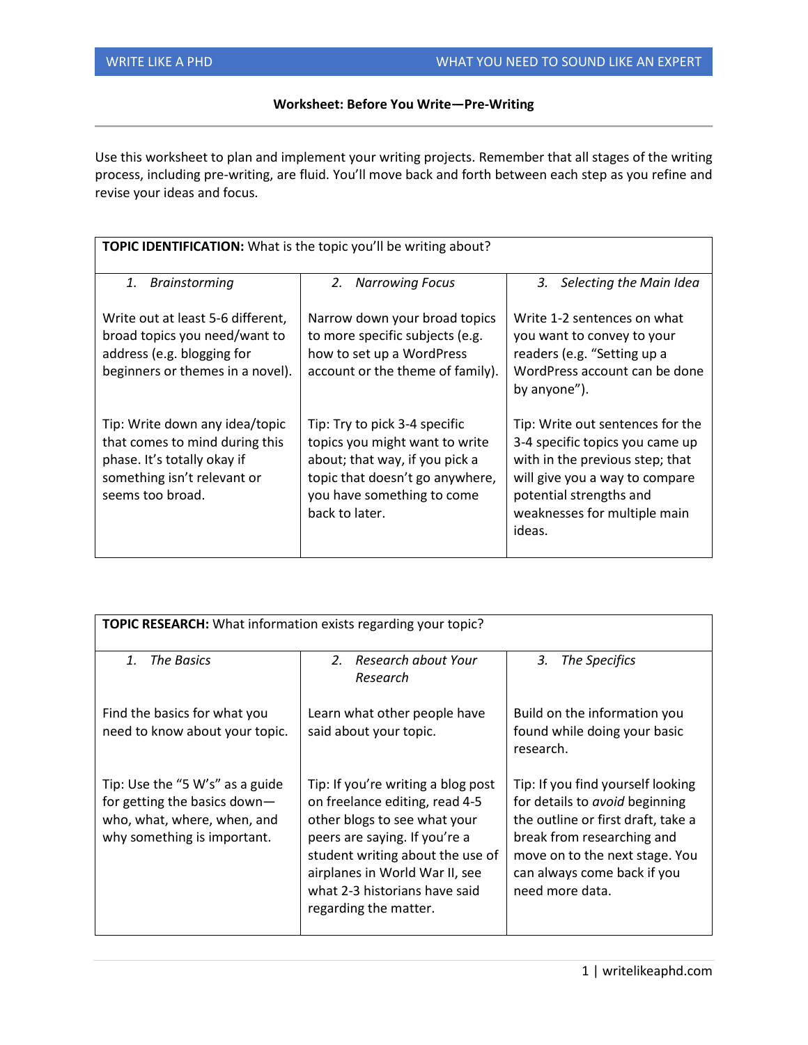### Worksheet: Before You Write—Pre-Writing

Use this worksheet to plan and implement your writing projects. Remember that all stages of the writing process, including pre-writing, are fluid. You'll move back and forth between each step as you refine and revise your ideas and focus.

| **TOPIC IDENTIFICATION:** What is the topic you'll be writing about? | | |
|---|---|---|
| 1. *Brainstorming*<br><br>Write out at least 5-6 different, broad topics you need/want to address (e.g. blogging for beginners or themes in a novel).<br><br>Tip: Write down any idea/topic that comes to mind during this phase. It's totally okay if something isn't relevant or seems too broad. | 2. *Narrowing Focus*<br><br>Narrow down your broad topics to more specific subjects (e.g. how to set up a WordPress account or the theme of family).<br><br>Tip: Try to pick 3-4 specific topics you might want to write about; that way, if you pick a topic that doesn't go anywhere, you have something to come back to later. | 3. *Selecting the Main Idea*<br><br>Write 1-2 sentences on what you want to convey to your readers (e.g. "Setting up a WordPress account can be done by anyone").<br><br>Tip: Write out sentences for the 3-4 specific topics you came up with in the previous step; that will give you a way to compare potential strengths and weaknesses for multiple main ideas. |

| **TOPIC RESEARCH:** What information exists regarding your topic? | | |
|---|---|---|
| 1. *The Basics*<br><br>Find the basics for what you need to know about your topic.<br><br>Tip: Use the "5 W's" as a guide for getting the basics down—who, what, where, when, and why something is important. | 2. *Research about Your Research*<br><br>Learn what other people have said about your topic.<br><br>Tip: If you're writing a blog post on freelance editing, read 4-5 other blogs to see what your peers are saying. If you're a student writing about the use of airplanes in World War II, see what 2-3 historians have said regarding the matter. | 3. *The Specifics*<br><br>Build on the information you found while doing your basic research.<br><br>Tip: If you find yourself looking for details to *avoid* beginning the outline or first draft, take a break from researching and move on to the next stage. You can always come back if you need more data. |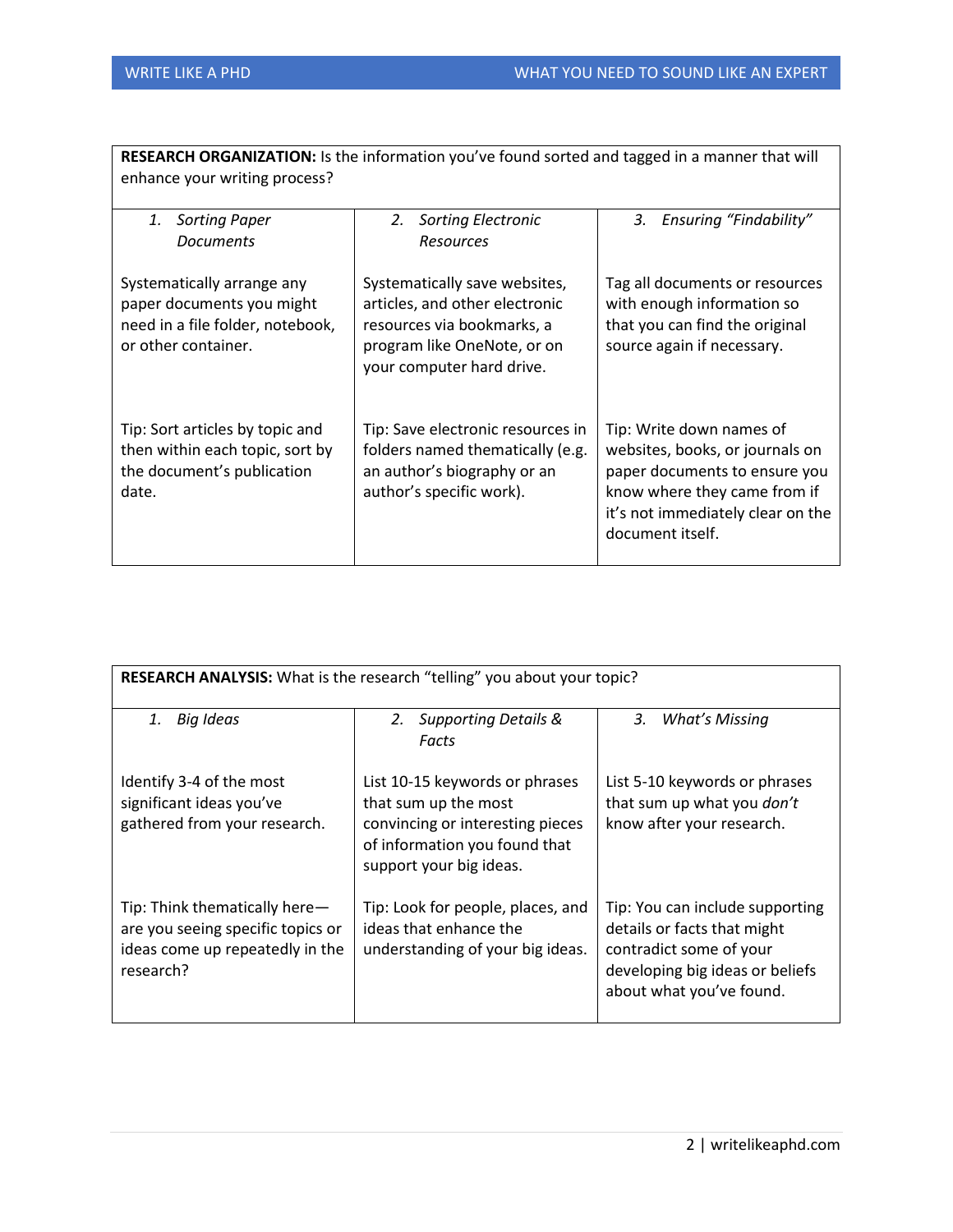| **RESEARCH ORGANIZATION:** Is the information you've found sorted and tagged in a manner that will enhance your writing process? | | |
|---|---|---|
| 1. *Sorting Paper Documents* | 2. *Sorting Electronic Resources* | 3. *Ensuring "Findability"* |
| Systematically arrange any paper documents you might need in a file folder, notebook, or other container. | Systematically save websites, articles, and other electronic resources via bookmarks, a program like OneNote, or on your computer hard drive. | Tag all documents or resources with enough information so that you can find the original source again if necessary. |
| Tip: Sort articles by topic and then within each topic, sort by the document's publication date. | Tip: Save electronic resources in folders named thematically (e.g. an author's biography or an author's specific work). | Tip: Write down names of websites, books, or journals on paper documents to ensure you know where they came from if it's not immediately clear on the document itself. |

| **RESEARCH ANALYSIS:** What is the research "telling" you about your topic? | | |
|---|---|---|
| 1. *Big Ideas* | 2. *Supporting Details & Facts* | 3. *What's Missing* |
| Identify 3-4 of the most significant ideas you've gathered from your research. | List 10-15 keywords or phrases that sum up the most convincing or interesting pieces of information you found that support your big ideas. | List 5-10 keywords or phrases that sum up what you *don't* know after your research. |
| Tip: Think thematically here—are you seeing specific topics or ideas come up repeatedly in the research? | Tip: Look for people, places, and ideas that enhance the understanding of your big ideas. | Tip: You can include supporting details or facts that might contradict some of your developing big ideas or beliefs about what you've found. |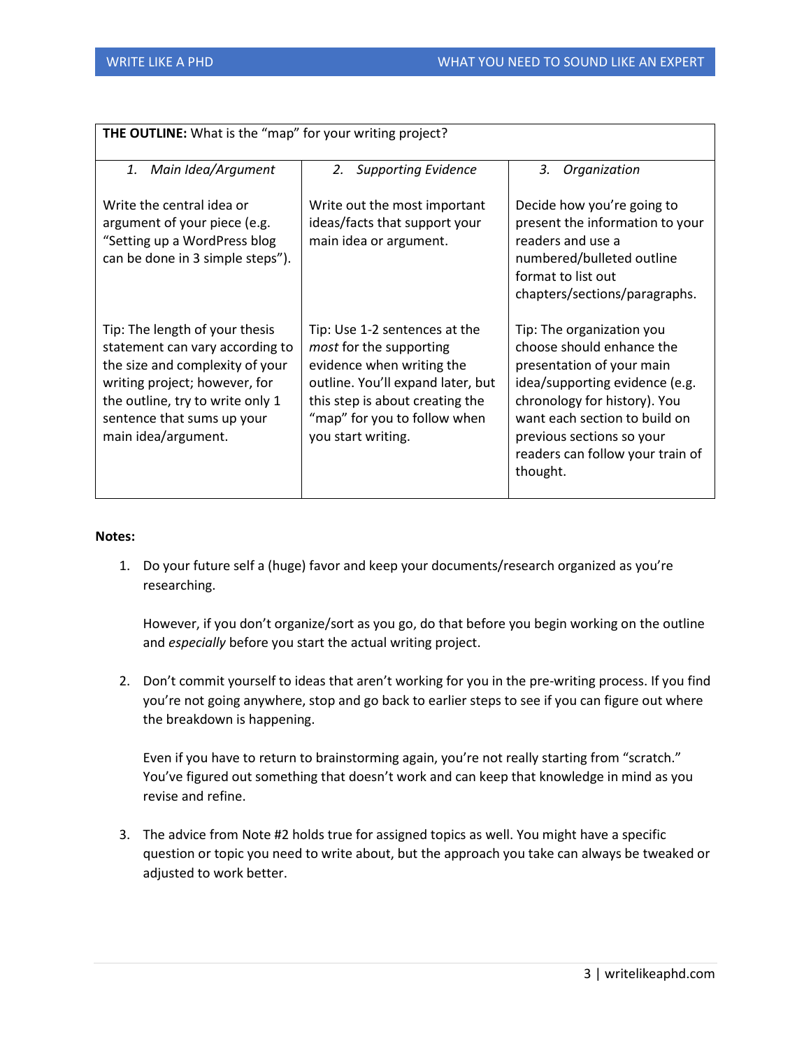| **THE OUTLINE:** What is the "map" for your writing project? | | |
|---|---|---|
| 1. *Main Idea/Argument* | 2. *Supporting Evidence* | 3. *Organization* |
| Write the central idea or argument of your piece (e.g. "Setting up a WordPress blog can be done in 3 simple steps"). | Write out the most important ideas/facts that support your main idea or argument. | Decide how you're going to present the information to your readers and use a numbered/bulleted outline format to list out chapters/sections/paragraphs. |
| Tip: The length of your thesis statement can vary according to the size and complexity of your writing project; however, for the outline, try to write only 1 sentence that sums up your main idea/argument. | Tip: Use 1-2 sentences at the *most* for the supporting evidence when writing the outline. You'll expand later, but this step is about creating the "map" for you to follow when you start writing. | Tip: The organization you choose should enhance the presentation of your main idea/supporting evidence (e.g. chronology for history). You want each section to build on previous sections so your readers can follow your train of thought. |

**Notes:**

1. Do your future self a (huge) favor and keep your documents/research organized as you're researching.

   However, if you don't organize/sort as you go, do that before you begin working on the outline and *especially* before you start the actual writing project.

2. Don't commit yourself to ideas that aren't working for you in the pre-writing process. If you find you're not going anywhere, stop and go back to earlier steps to see if you can figure out where the breakdown is happening.

   Even if you have to return to brainstorming again, you're not really starting from "scratch." You've figured out something that doesn't work and can keep that knowledge in mind as you revise and refine.

3. The advice from Note #2 holds true for assigned topics as well. You might have a specific question or topic you need to write about, but the approach you take can always be tweaked or adjusted to work better.